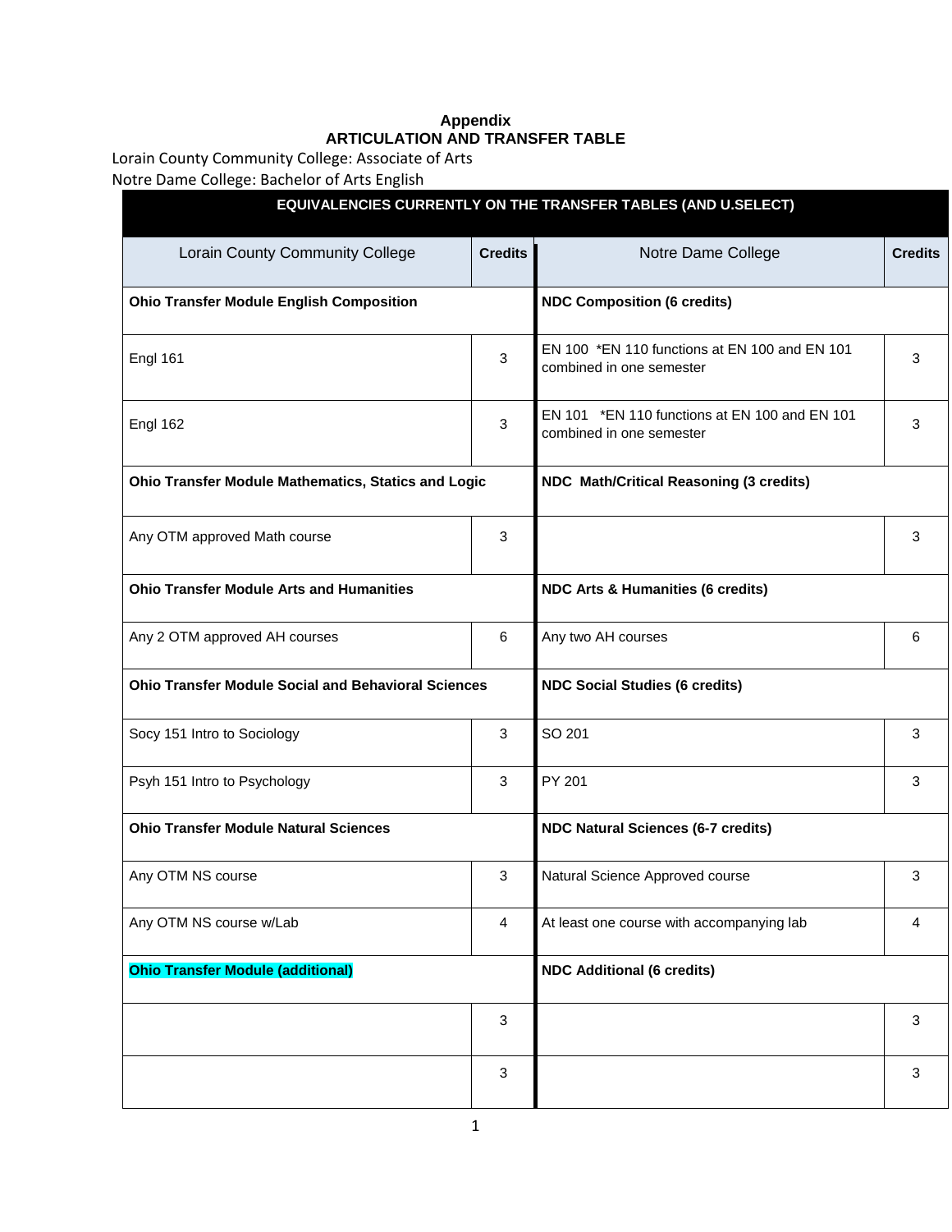**Appendix**
**ARTICULATION AND TRANSFER TABLE**

Lorain County Community College: Associate of Arts
Notre Dame College: Bachelor of Arts English

| EQUIVALENCIES CURRENTLY ON THE TRANSFER TABLES (AND U.SELECT) | | | |
|---|---|---|---|
| Lorain County Community College | Credits | Notre Dame College | Credits |
| **Ohio Transfer Module English Composition** | | **NDC Composition (6 credits)** | |
| Engl 161 | 3 | EN 100 *EN 110 functions at EN 100 and EN 101 combined in one semester | 3 |
| Engl 162 | 3 | EN 101 *EN 110 functions at EN 100 and EN 101 combined in one semester | 3 |
| **Ohio Transfer Module Mathematics, Statics and Logic** | | **NDC Math/Critical Reasoning (3 credits)** | |
| Any OTM approved Math course | 3 | | 3 |
| **Ohio Transfer Module Arts and Humanities** | | **NDC Arts & Humanities (6 credits)** | |
| Any 2 OTM approved AH courses | 6 | Any two AH courses | 6 |
| **Ohio Transfer Module Social and Behavioral Sciences** | | **NDC Social Studies (6 credits)** | |
| Socy 151 Intro to Sociology | 3 | SO 201 | 3 |
| Psyh 151 Intro to Psychology | 3 | PY 201 | 3 |
| **Ohio Transfer Module Natural Sciences** | | **NDC Natural Sciences (6-7 credits)** | |
| Any OTM NS course | 3 | Natural Science Approved course | 3 |
| Any OTM NS course w/Lab | 4 | At least one course with accompanying lab | 4 |
| **Ohio Transfer Module (additional)** | | **NDC Additional (6 credits)** | |
| | 3 | | 3 |
| | 3 | | 3 |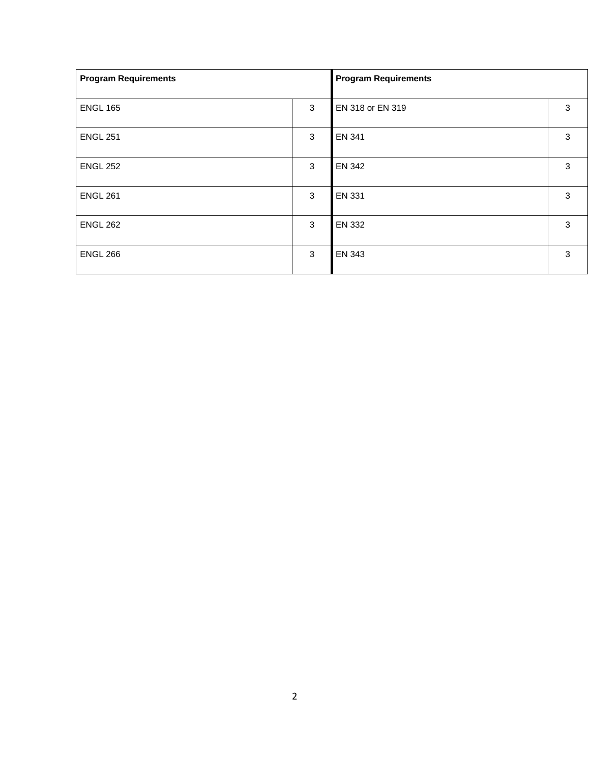| Program Requirements | | Program Requirements | |
|---|---|---|---|
| ENGL 165 | 3 | EN 318 or EN 319 | 3 |
| ENGL 251 | 3 | EN 341 | 3 |
| ENGL 252 | 3 | EN 342 | 3 |
| ENGL 261 | 3 | EN 331 | 3 |
| ENGL 262 | 3 | EN 332 | 3 |
| ENGL 266 | 3 | EN 343 | 3 |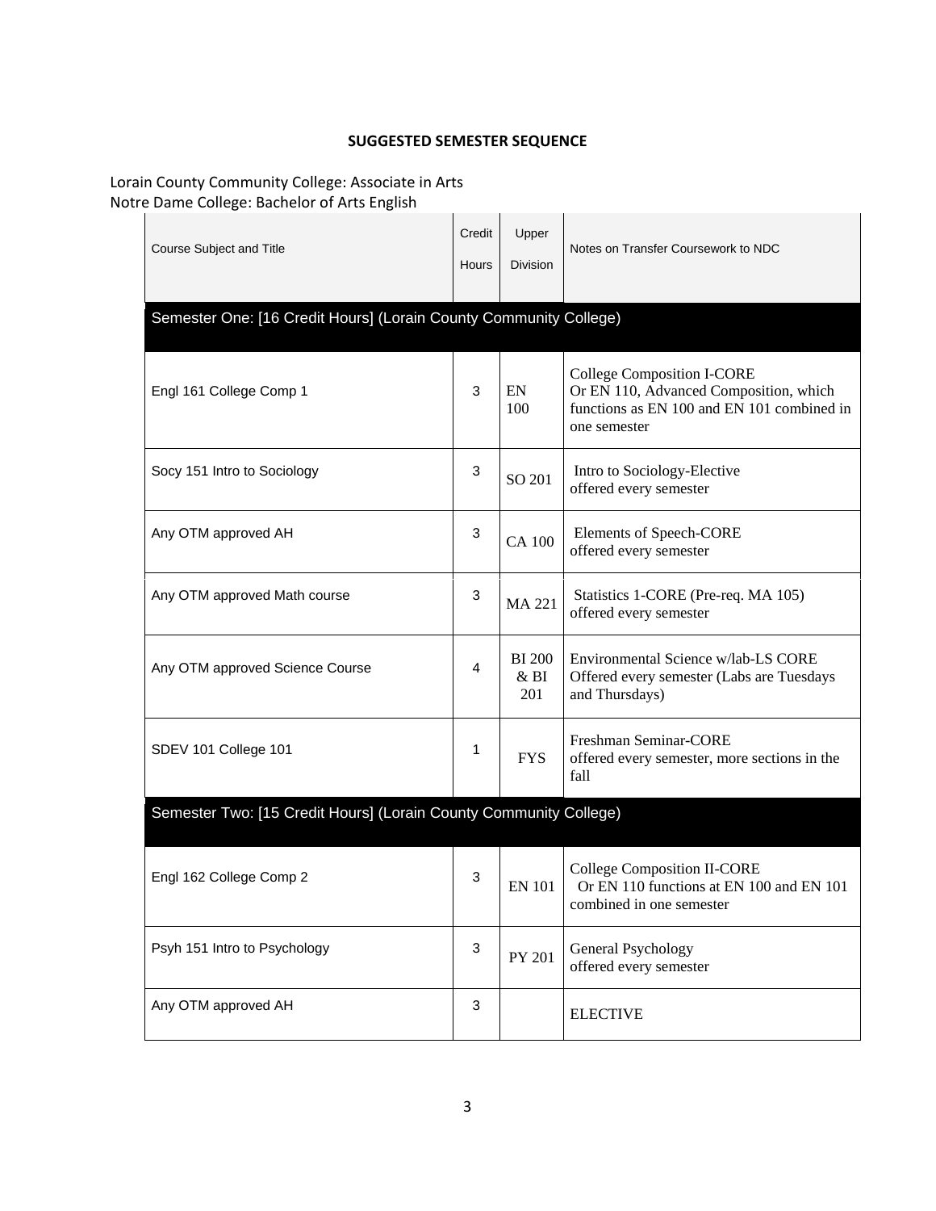## SUGGESTED SEMESTER SEQUENCE

Lorain County Community College: Associate in Arts
Notre Dame College: Bachelor of Arts English

| Course Subject and Title | Credit Hours | Upper Division | Notes on Transfer Coursework to NDC |
|---|---|---|---|
| **Semester One: [16 Credit Hours] (Lorain County Community College)** | | | |
| Engl 161 College Comp 1 | 3 | EN 100 | College Composition I-CORE Or EN 110, Advanced Composition, which functions as EN 100 and EN 101 combined in one semester |
| Socy 151 Intro to Sociology | 3 | SO 201 | Intro to Sociology-Elective offered every semester |
| Any OTM approved AH | 3 | CA 100 | Elements of Speech-CORE offered every semester |
| Any OTM approved Math course | 3 | MA 221 | Statistics 1-CORE (Pre-req. MA 105) offered every semester |
| Any OTM approved Science Course | 4 | BI 200 & BI 201 | Environmental Science w/lab-LS CORE Offered every semester (Labs are Tuesdays and Thursdays) |
| SDEV 101 College 101 | 1 | FYS | Freshman Seminar-CORE offered every semester, more sections in the fall |
| **Semester Two: [15 Credit Hours] (Lorain County Community College)** | | | |
| Engl 162 College Comp 2 | 3 | EN 101 | College Composition II-CORE Or EN 110 functions at EN 100 and EN 101 combined in one semester |
| Psyh 151 Intro to Psychology | 3 | PY 201 | General Psychology offered every semester |
| Any OTM approved AH | 3 | | ELECTIVE |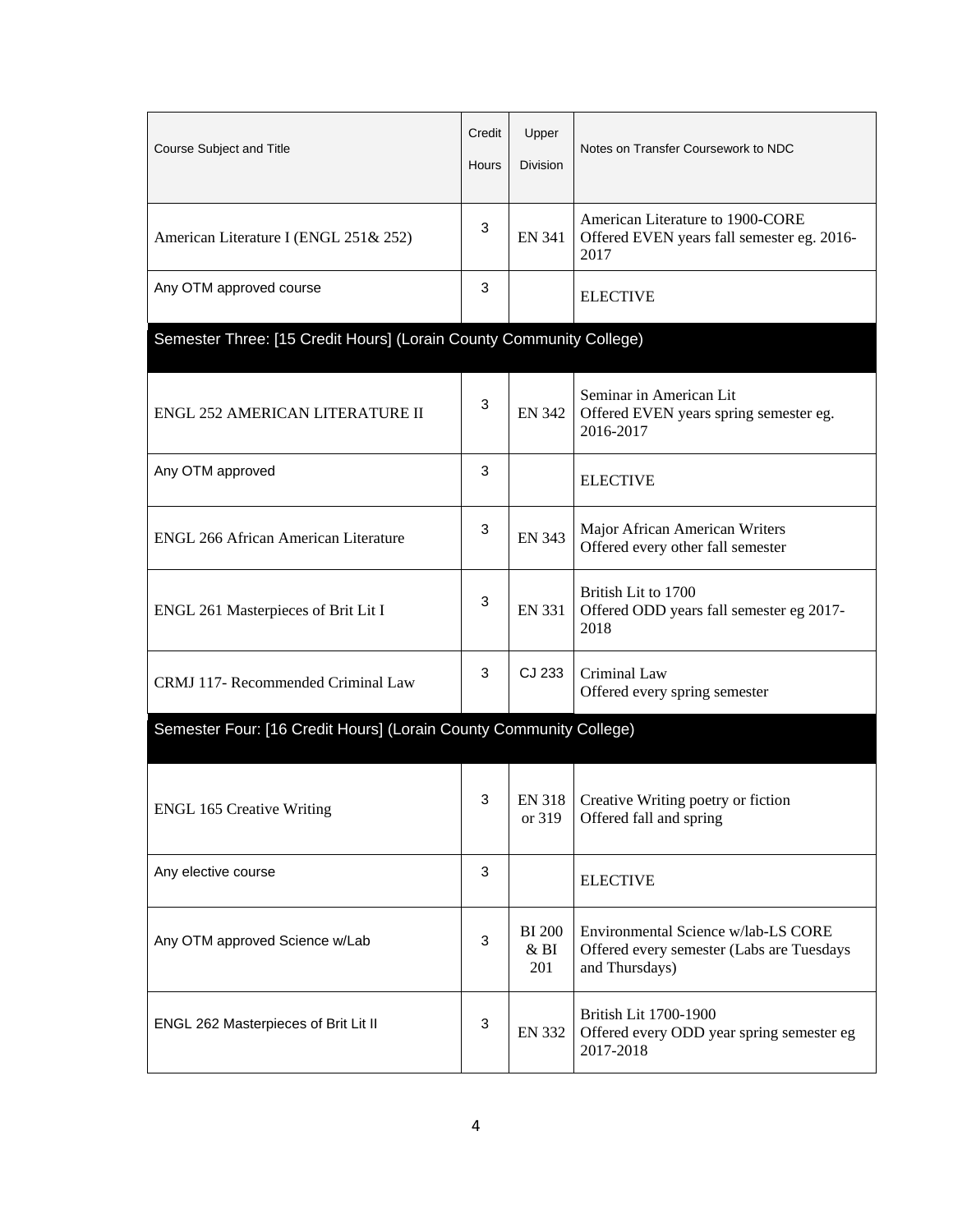| Course Subject and Title | Credit Hours | Upper Division | Notes on Transfer Coursework to NDC |
|---|---|---|---|
| American Literature I (ENGL 251& 252) | 3 | EN 341 | American Literature to 1900-CORE Offered EVEN years fall semester eg. 2016-2017 |
| Any OTM approved course | 3 | | ELECTIVE |
| **Semester Three: [15 Credit Hours] (Lorain County Community College)** | | | |
| ENGL 252 AMERICAN LITERATURE II | 3 | EN 342 | Seminar in American Lit Offered EVEN years spring semester eg. 2016-2017 |
| Any OTM approved | 3 | | ELECTIVE |
| ENGL 266 African American Literature | 3 | EN 343 | Major African American Writers Offered every other fall semester |
| ENGL 261 Masterpieces of Brit Lit I | 3 | EN 331 | British Lit to 1700 Offered ODD years fall semester eg 2017-2018 |
| CRMJ 117- Recommended Criminal Law | 3 | CJ 233 | Criminal Law Offered every spring semester |
| **Semester Four: [16 Credit Hours] (Lorain County Community College)** | | | |
| ENGL 165 Creative Writing | 3 | EN 318 or 319 | Creative Writing poetry or fiction Offered fall and spring |
| Any elective course | 3 | | ELECTIVE |
| Any OTM approved Science w/Lab | 3 | BI 200 & BI 201 | Environmental Science w/lab-LS CORE Offered every semester (Labs are Tuesdays and Thursdays) |
| ENGL 262 Masterpieces of Brit Lit II | 3 | EN 332 | British Lit 1700-1900 Offered every ODD year spring semester eg 2017-2018 |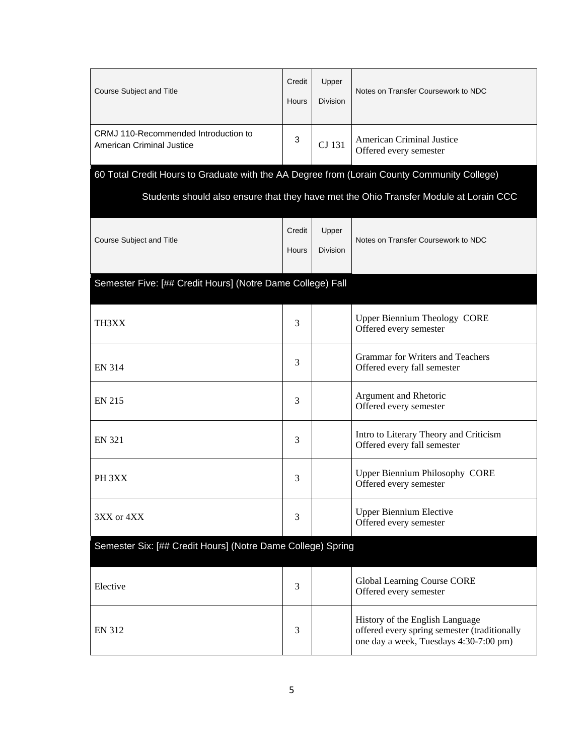| Course Subject and Title | Credit Hours | Upper Division | Notes on Transfer Coursework to NDC |
|---|---|---|---|
| CRMJ 110-Recommended Introduction to American Criminal Justice | 3 | CJ 131 | American Criminal Justice<br>Offered every semester |

**60 Total Credit Hours to Graduate with the AA Degree from (Lorain County Community College)**

**Students should also ensure that they have met the Ohio Transfer Module at Lorain CCC**

| Course Subject and Title | Credit Hours | Upper Division | Notes on Transfer Coursework to NDC |
|---|---|---|---|
| **Semester Five: [## Credit Hours] (Notre Dame College) Fall** | | | |
| TH3XX | 3 | | Upper Biennium Theology CORE<br>Offered every semester |
| EN 314 | 3 | | Grammar for Writers and Teachers<br>Offered every fall semester |
| EN 215 | 3 | | Argument and Rhetoric<br>Offered every semester |
| EN 321 | 3 | | Intro to Literary Theory and Criticism<br>Offered every fall semester |
| PH 3XX | 3 | | Upper Biennium Philosophy CORE<br>Offered every semester |
| 3XX or 4XX | 3 | | Upper Biennium Elective<br>Offered every semester |
| **Semester Six: [## Credit Hours] (Notre Dame College) Spring** | | | |
| Elective | 3 | | Global Learning Course CORE<br>Offered every semester |
| EN 312 | 3 | | History of the English Language<br>offered every spring semester (traditionally one day a week, Tuesdays 4:30-7:00 pm) |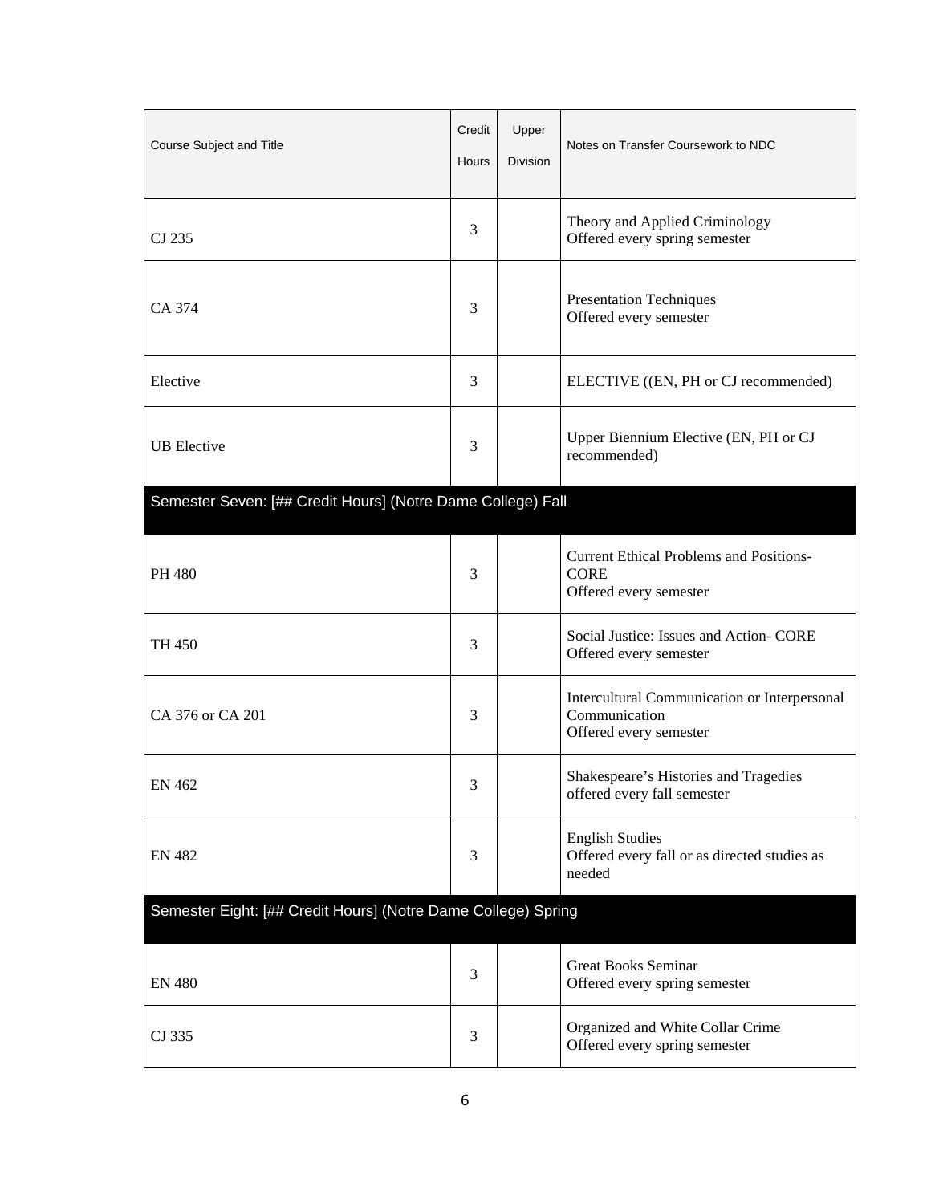| Course Subject and Title | Credit Hours | Upper Division | Notes on Transfer Coursework to NDC |
|---|---|---|---|
| CJ 235 | 3 | | Theory and Applied Criminology<br>Offered every spring semester |
| CA 374 | 3 | | Presentation Techniques<br>Offered every semester |
| Elective | 3 | | ELECTIVE ((EN, PH or CJ recommended) |
| UB Elective | 3 | | Upper Biennium Elective (EN, PH or CJ recommended) |
| **Semester Seven: [## Credit Hours] (Notre Dame College) Fall** | | | |
| PH 480 | 3 | | Current Ethical Problems and Positions-CORE<br>Offered every semester |
| TH 450 | 3 | | Social Justice: Issues and Action- CORE<br>Offered every semester |
| CA 376 or CA 201 | 3 | | Intercultural Communication or Interpersonal Communication<br>Offered every semester |
| EN 462 | 3 | | Shakespeare's Histories and Tragedies<br>offered every fall semester |
| EN 482 | 3 | | English Studies<br>Offered every fall or as directed studies as needed |
| **Semester Eight: [## Credit Hours] (Notre Dame College) Spring** | | | |
| EN 480 | 3 | | Great Books Seminar<br>Offered every spring semester |
| CJ 335 | 3 | | Organized and White Collar Crime<br>Offered every spring semester |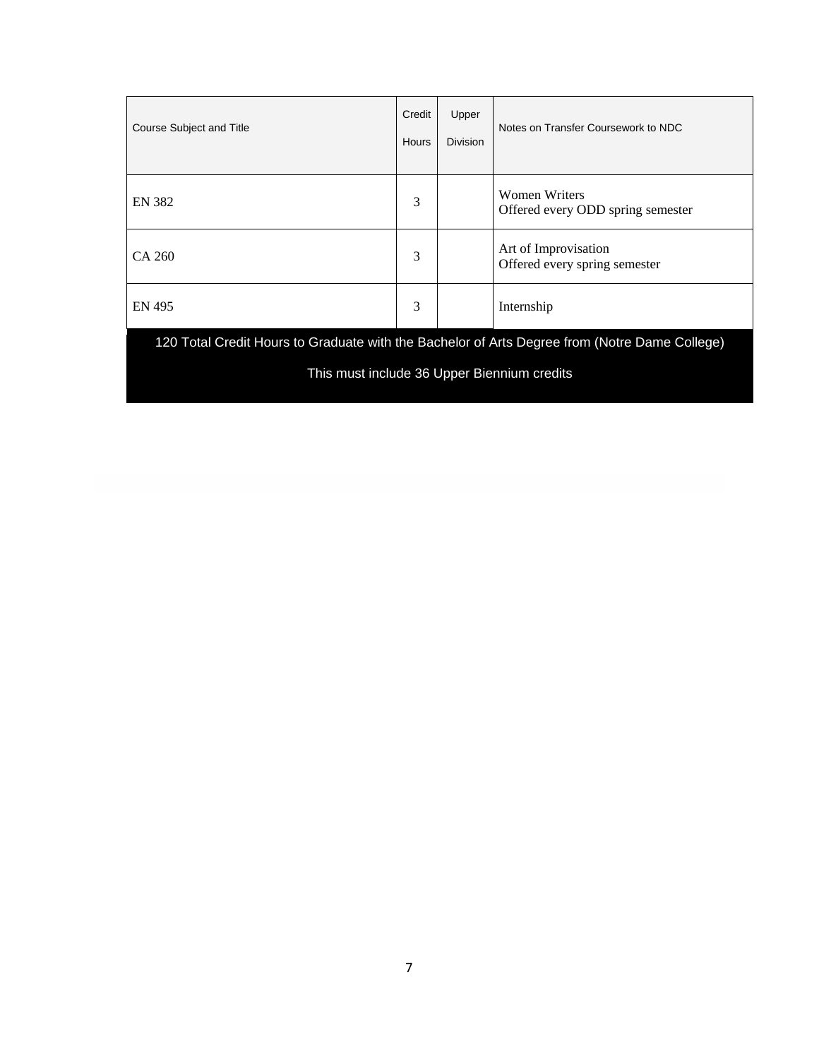| Course Subject and Title | Credit Hours | Upper Division | Notes on Transfer Coursework to NDC |
|---|---|---|---|
| EN 382 | 3 | | Women Writers<br>Offered every ODD spring semester |
| CA 260 | 3 | | Art of Improvisation<br>Offered every spring semester |
| EN 495 | 3 | | Internship |

120 Total Credit Hours to Graduate with the Bachelor of Arts Degree from (Notre Dame College)

This must include 36 Upper Biennium credits